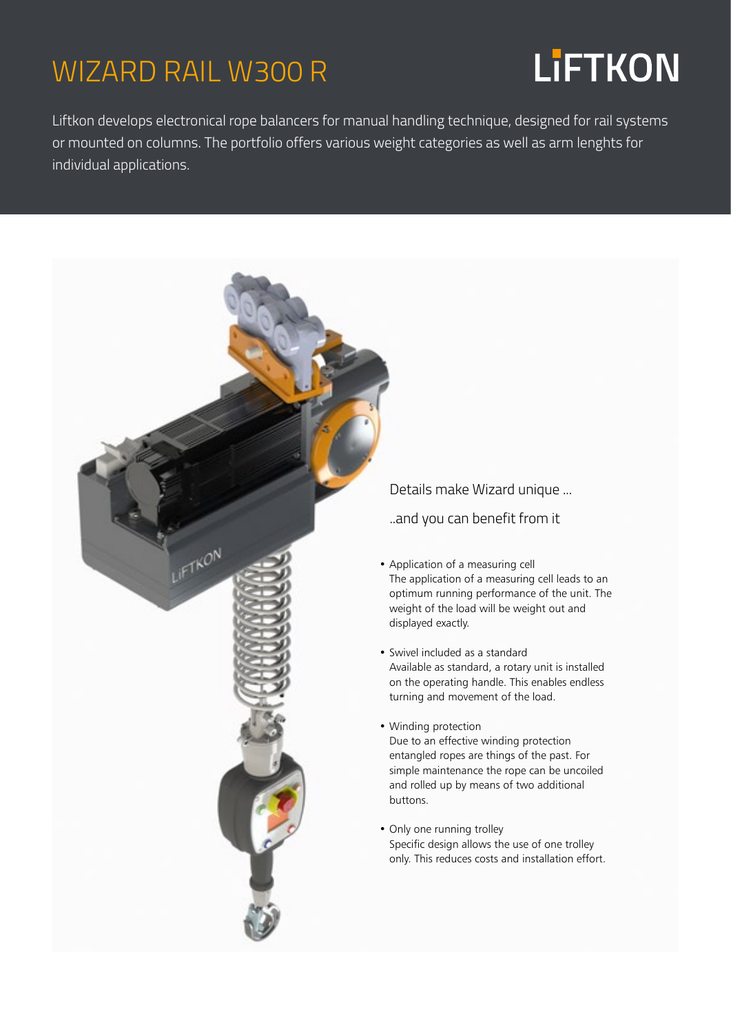# WIZARD RAIL W300 R

LIFTKON

Liftkon develops electronical rope balancers for manual handling technique, designed for rail systems or mounted on columns. The portfolio offers various weight categories as well as arm lenghts for individual applications.

Details make Wizard unique ...

..and you can benefit from it

- Application of a measuring cell
  The application of a measuring cell leads to an optimum running performance of the unit. The weight of the load will be weight out and displayed exactly.

- Swivel included as a standard
  Available as standard, a rotary unit is installed on the operating handle. This enables endless turning and movement of the load.

- Winding protection
  Due to an effective winding protection entangled ropes are things of the past. For simple maintenance the rope can be uncoiled and rolled up by means of two additional buttons.

- Only one running trolley
  Specific design allows the use of one trolley only. This reduces costs and installation effort.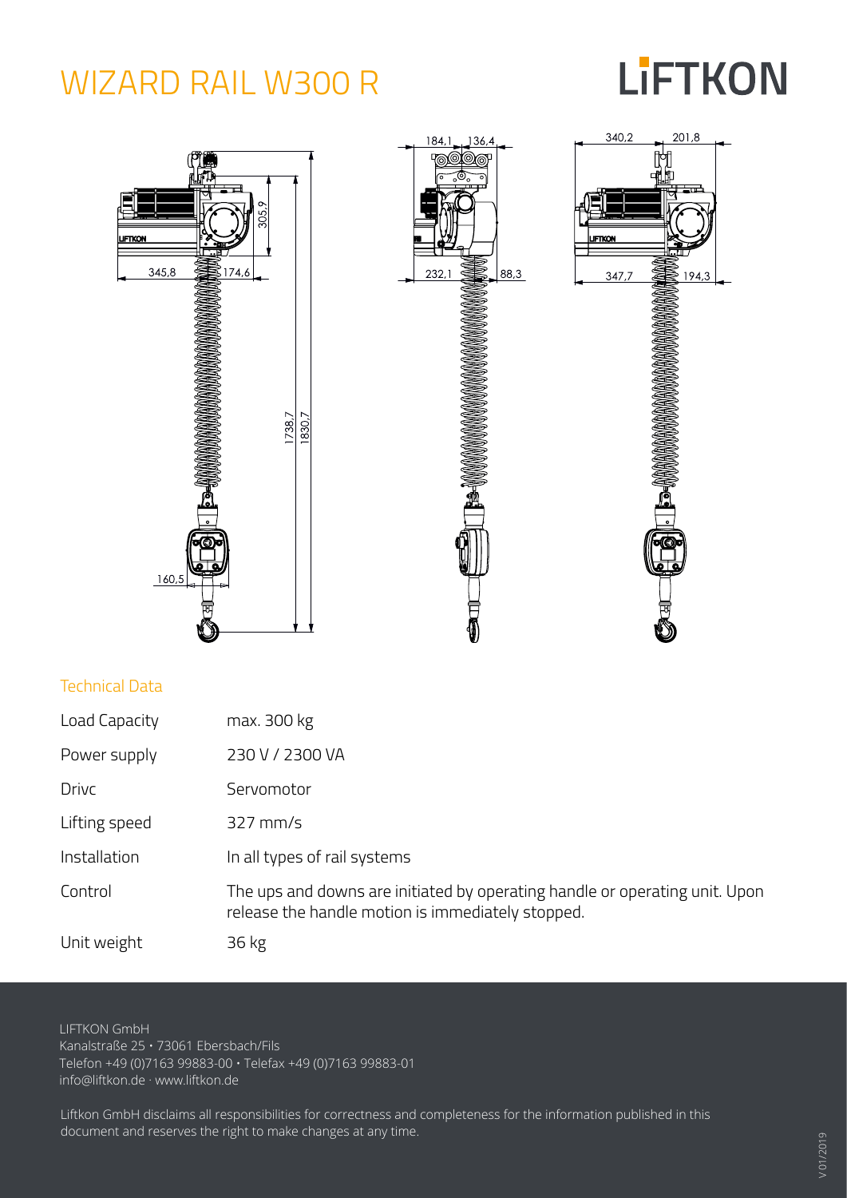# WIZARD RAIL W300 R

LIFTKON

345,8

174,6

305,9

1738,7

1830,7

160,5

184,1

136,4

232,1

88,3

340,2

201,8

347,7

194,3

## Technical Data

| | |
|---|---|
| Load Capacity | max. 300 kg |
| Power supply | 230 V / 2300 VA |
| Drivc | Servomotor |
| Lifting speed | 327 mm/s |
| Installation | In all types of rail systems |
| Control | The ups and downs are initiated by operating handle or operating unit. Upon release the handle motion is immediately stopped. |
| Unit weight | 36 kg |

LIFTKON GmbH
Kanalstraße 25 • 73061 Ebersbach/Fils
Telefon +49 (0)7163 99883-00 • Telefax +49 (0)7163 99883-01
info@liftkon.de · www.liftkon.de

Liftkon GmbH disclaims all responsibilities for correctness and completeness for the information published in this document and reserves the right to make changes at any time.

V 01/2019